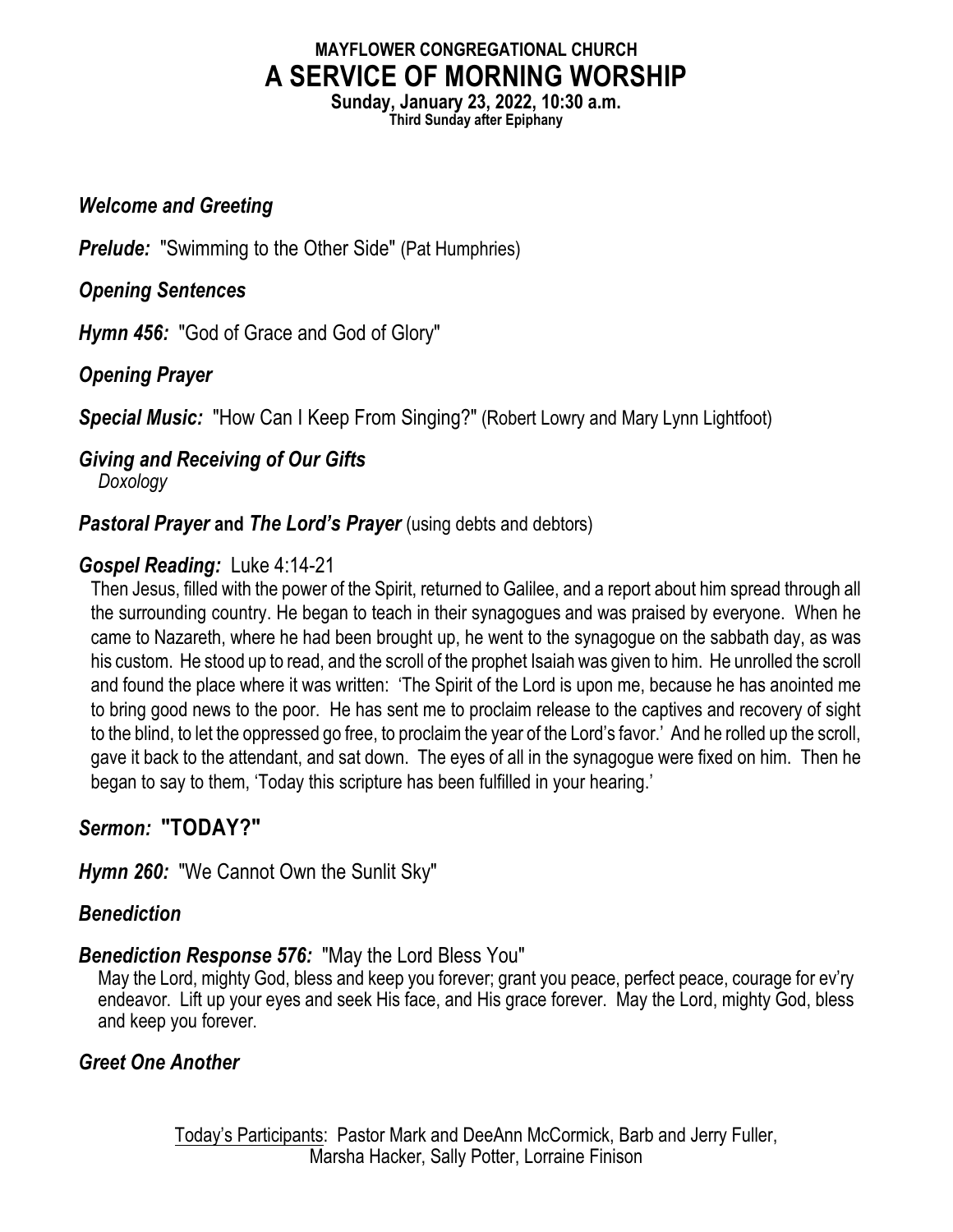**MAYFLOWER CONGREGATIONAL CHURCH**

# A SERVICE OF MORNING WORSHIP

**Sunday, January 23, 2022, 10:30 a.m.**
**Third Sunday after Epiphany**

***Welcome and Greeting***

***Prelude:*** "Swimming to the Other Side" (Pat Humphries)

***Opening Sentences***

***Hymn 456:*** "God of Grace and God of Glory"

***Opening Prayer***

***Special Music:*** "How Can I Keep From Singing?" (Robert Lowry and Mary Lynn Lightfoot)

***Giving and Receiving of Our Gifts***
*Doxology*

***Pastoral Prayer* and *The Lord's Prayer*** (using debts and debtors)

***Gospel Reading:*** Luke 4:14-21

Then Jesus, filled with the power of the Spirit, returned to Galilee, and a report about him spread through all the surrounding country. He began to teach in their synagogues and was praised by everyone. When he came to Nazareth, where he had been brought up, he went to the synagogue on the sabbath day, as was his custom. He stood up to read, and the scroll of the prophet Isaiah was given to him. He unrolled the scroll and found the place where it was written: 'The Spirit of the Lord is upon me, because he has anointed me to bring good news to the poor. He has sent me to proclaim release to the captives and recovery of sight to the blind, to let the oppressed go free, to proclaim the year of the Lord's favor.' And he rolled up the scroll, gave it back to the attendant, and sat down. The eyes of all in the synagogue were fixed on him. Then he began to say to them, 'Today this scripture has been fulfilled in your hearing.'

***Sermon:*** **"TODAY?"**

***Hymn 260:*** "We Cannot Own the Sunlit Sky"

***Benediction***

***Benediction Response 576:*** "May the Lord Bless You"

May the Lord, mighty God, bless and keep you forever; grant you peace, perfect peace, courage for ev'ry endeavor. Lift up your eyes and seek His face, and His grace forever. May the Lord, mighty God, bless and keep you forever.

***Greet One Another***

Today's Participants: Pastor Mark and DeeAnn McCormick, Barb and Jerry Fuller, Marsha Hacker, Sally Potter, Lorraine Finison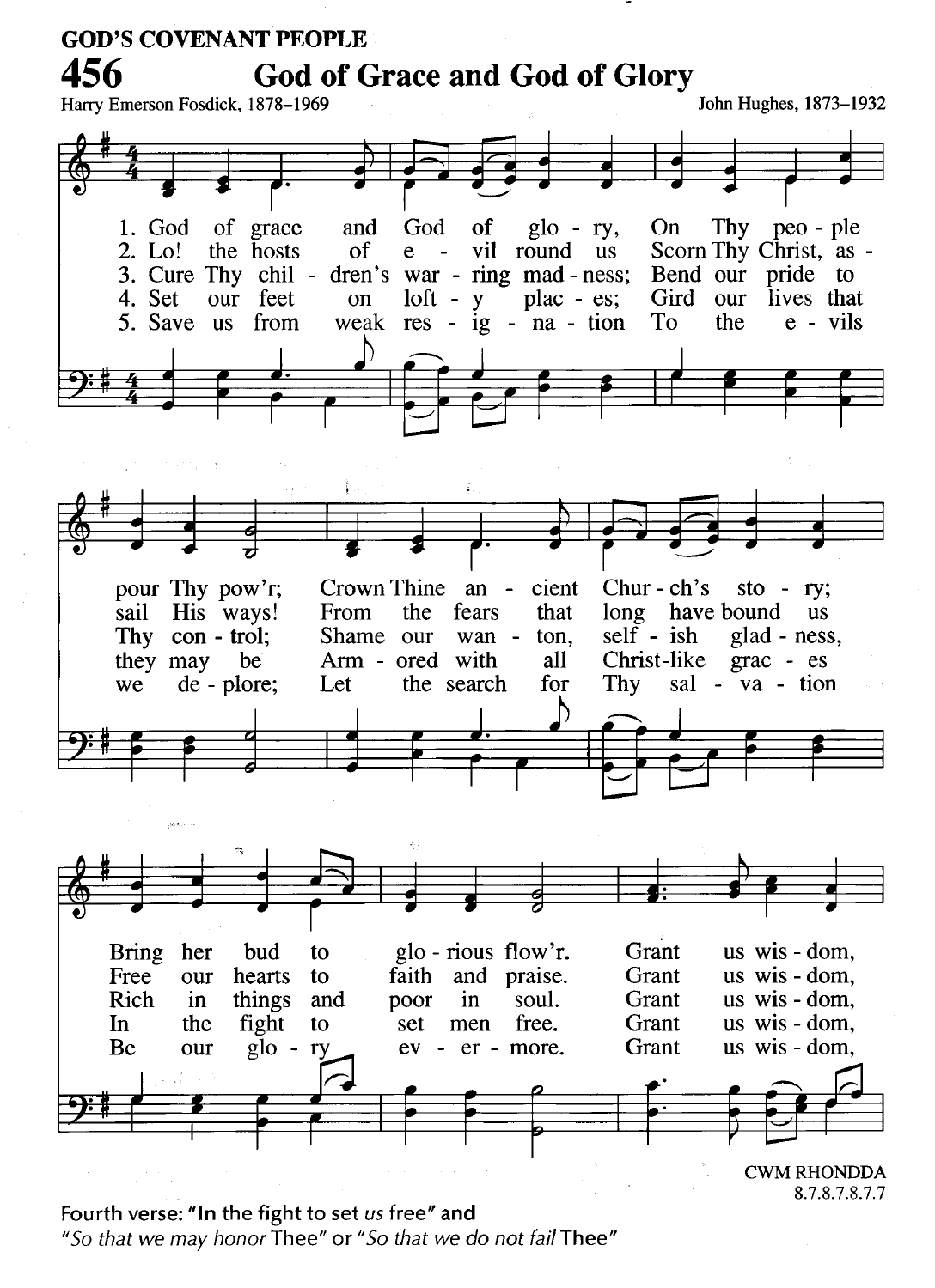GOD'S COVENANT PEOPLE

# 456 God of Grace and God of Glory

Harry Emerson Fosdick, 1878–1969

John Hughes, 1873–1932

1. God of grace and God of glory, On Thy people pour Thy pow'r; Crown Thine ancient Church's story; Bring her bud to glorious flow'r. Grant us wisdom,
2. Lo! the hosts of evil round us Scorn Thy Christ, assail His ways! From the fears that long have bound us Free our hearts to faith and praise. Grant us wisdom,
3. Cure Thy children's warring madness; Bend our pride to Thy control; Shame our wanton, selfish gladness, Rich in things and poor in soul. Grant us wisdom,
4. Set our feet on lofty places; Gird our lives that they may be Armored with all Christlike graces In the fight to set men free. Grant us wisdom,
5. Save us from weak resignation To the evils we deplore; Let the search for Thy salvation Be our glory evermore. Grant us wisdom,

CWM RHONDDA
8.7.8.7.8.7.7

Fourth verse: "In the fight to set *us* free" and
*"So that we may honor* Thee" or *"So that we do not fail* Thee"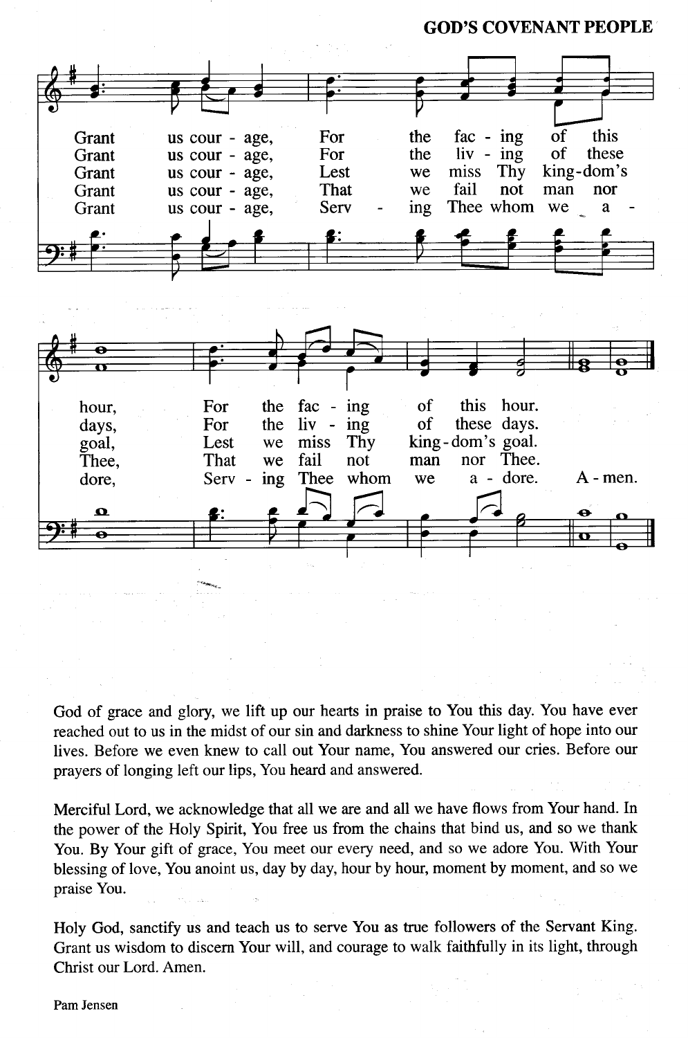Grant us cour - age, For the fac - ing of this hour, For the fac - ing of this hour.
Grant us cour - age, For the liv - ing of these days, For the liv - ing of these days.
Grant us cour - age, Lest we miss Thy king-dom's goal, Lest we miss Thy king-dom's goal.
Grant us cour - age, That we fail not man nor Thee, That we fail not man nor Thee.
Grant us cour - age, Serv - ing Thee whom we a - dore, Serv - ing Thee whom we a - dore. A - men.

God of grace and glory, we lift up our hearts in praise to You this day. You have ever reached out to us in the midst of our sin and darkness to shine Your light of hope into our lives. Before we even knew to call out Your name, You answered our cries. Before our prayers of longing left our lips, You heard and answered.

Merciful Lord, we acknowledge that all we are and all we have flows from Your hand. In the power of the Holy Spirit, You free us from the chains that bind us, and so we thank You. By Your gift of grace, You meet our every need, and so we adore You. With Your blessing of love, You anoint us, day by day, hour by hour, moment by moment, and so we praise You.

Holy God, sanctify us and teach us to serve You as true followers of the Servant King. Grant us wisdom to discern Your will, and courage to walk faithfully in its light, through Christ our Lord. Amen.

Pam Jensen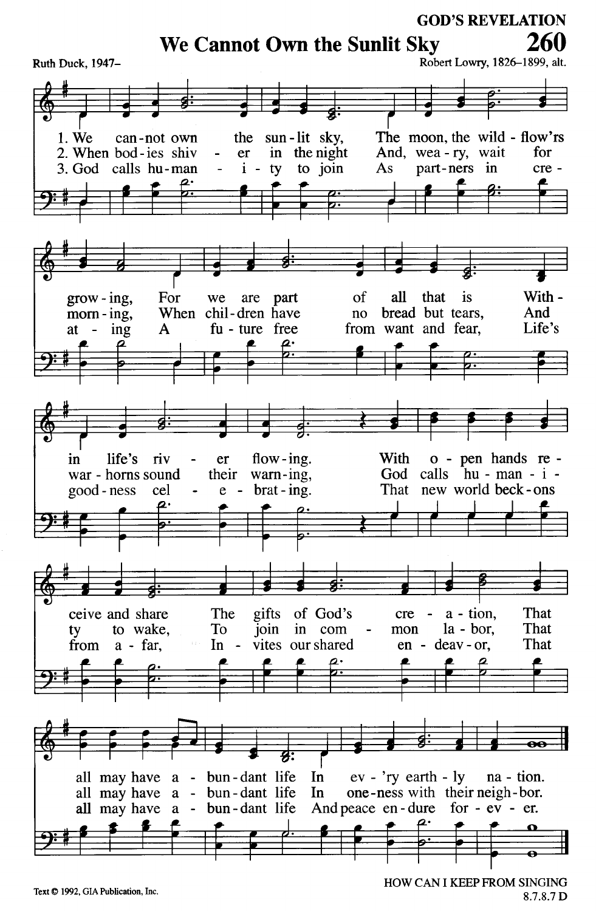GOD'S REVELATION

# We Cannot Own the Sunlit Sky

260

Ruth Duck, 1947–

Robert Lowry, 1826–1899, alt.

1. We cannot own the sunlit sky, The moon, the wildflow'rs growing, For we are part of all that is Within life's river flowing. With open hands receive and share The gifts of God's creation, That all may have abundant life In ev'ry earthly nation.

2. When bodies shiver in the night And, weary, wait for morning, When children have no bread but tears, And war-horns sound their warning, God calls humanity to wake, To join in common labor, That all may have abundant life In oneness with their neighbor.

3. God calls humanity to join As partners in creating A future free from want and fear, Life's goodness celebrating. That new world beckons from afar, Invites our shared endeavor, That all may have abundant life And peace endure forever.

Text © 1992, GIA Publication, Inc.

HOW CAN I KEEP FROM SINGING
8.7.8.7 D